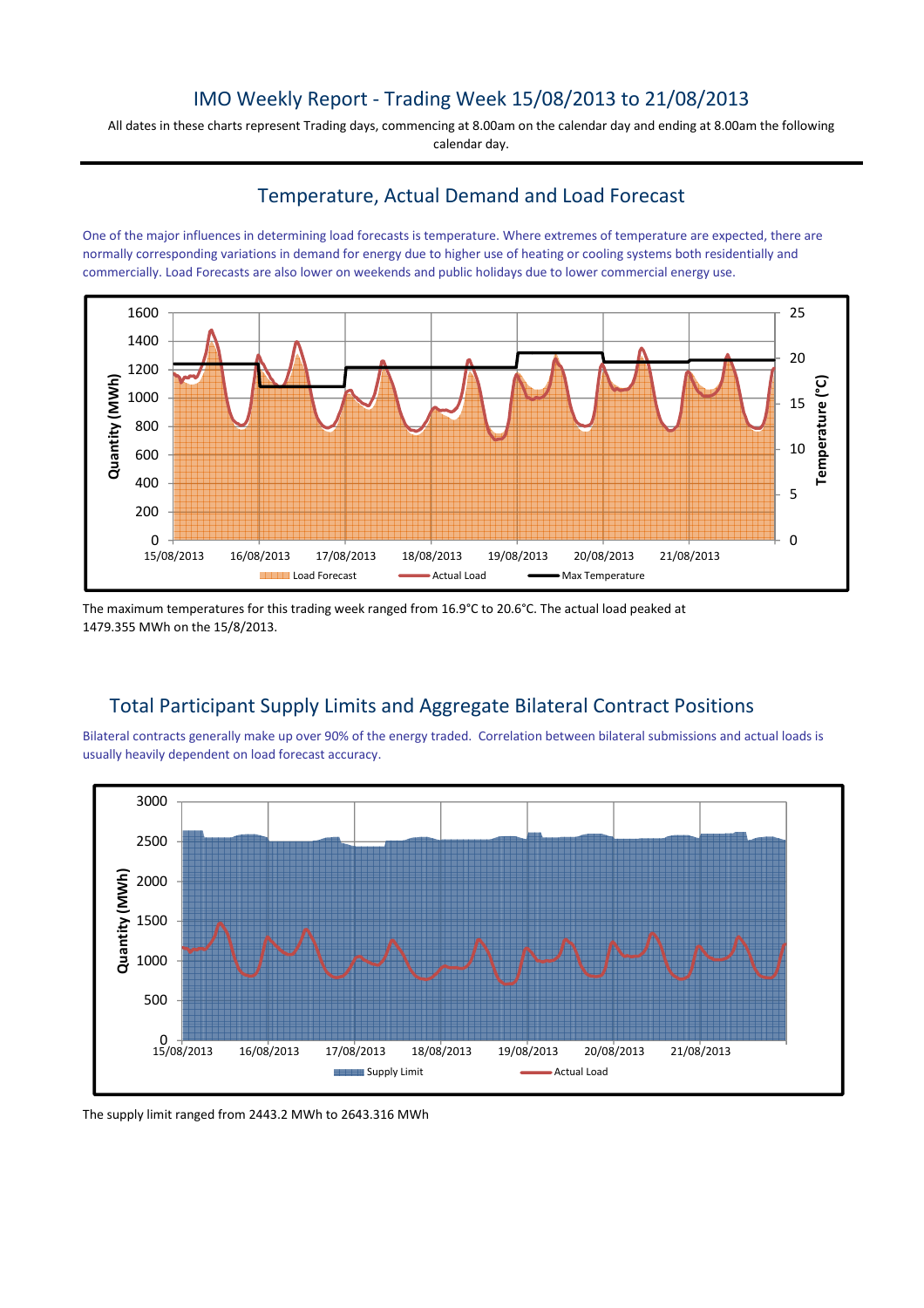# IMO Weekly Report - Trading Week 15/08/2013 to 21/08/2013

All dates in these charts represent Trading days, commencing at 8.00am on the calendar day and ending at 8.00am the following calendar day.

## Temperature, Actual Demand and Load Forecast

One of the major influences in determining load forecasts is temperature. Where extremes of temperature are expected, there are normally corresponding variations in demand for energy due to higher use of heating or cooling systems both residentially and commercially. Load Forecasts are also lower on weekends and public holidays due to lower commercial energy use.

The maximum temperatures for this trading week ranged from 16.9°C to 20.6°C. The actual load peaked at 1479.355 MWh on the 15/8/2013.

## Total Participant Supply Limits and Aggregate Bilateral Contract Positions

Bilateral contracts generally make up over 90% of the energy traded. Correlation between bilateral submissions and actual loads is usually heavily dependent on load forecast accuracy.

The supply limit ranged from 2443.2 MWh to 2643.316 MWh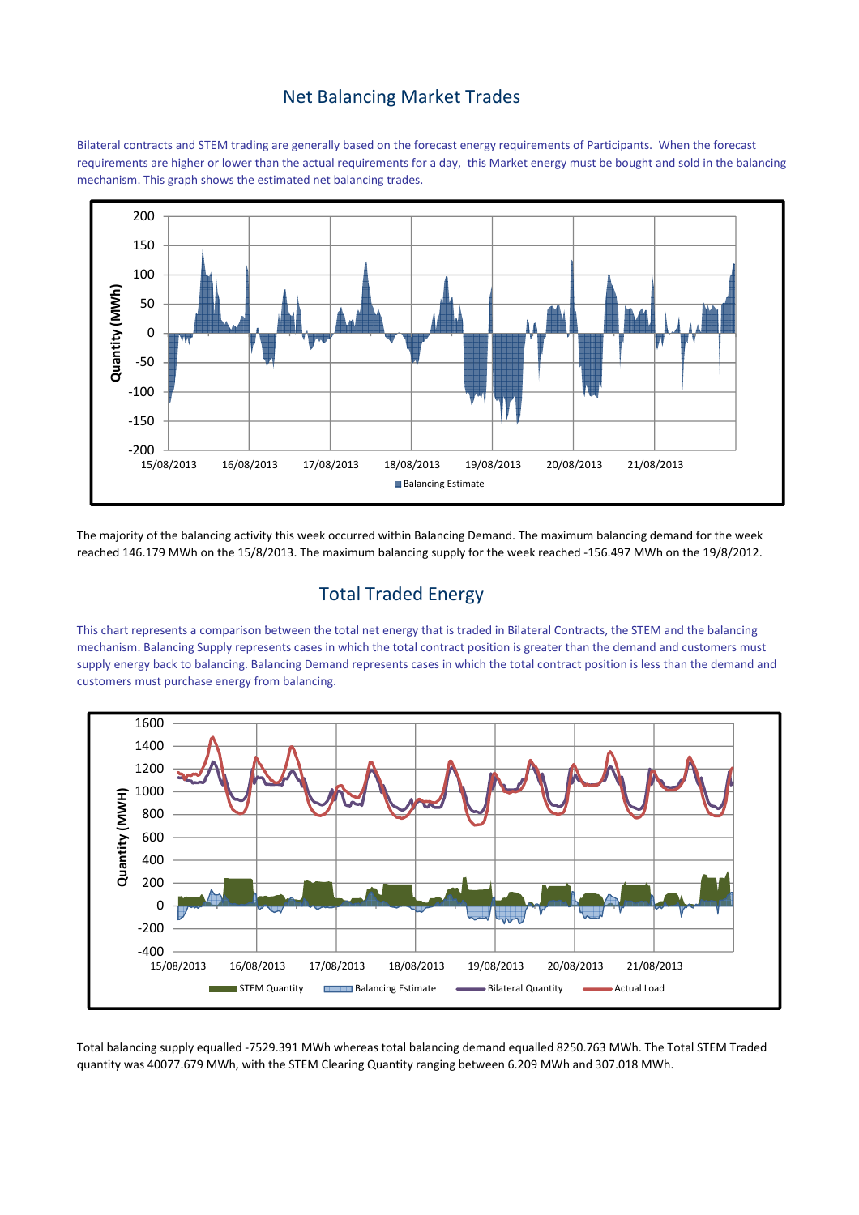## Net Balancing Market Trades

Bilateral contracts and STEM trading are generally based on the forecast energy requirements of Participants. When the forecast requirements are higher or lower than the actual requirements for a day, this Market energy must be bought and sold in the balancing mechanism. This graph shows the estimated net balancing trades.

The majority of the balancing activity this week occurred within Balancing Demand. The maximum balancing demand for the week reached 146.179 MWh on the 15/8/2013. The maximum balancing supply for the week reached -156.497 MWh on the 19/8/2012.

## Total Traded Energy

This chart represents a comparison between the total net energy that is traded in Bilateral Contracts, the STEM and the balancing mechanism. Balancing Supply represents cases in which the total contract position is greater than the demand and customers must supply energy back to balancing. Balancing Demand represents cases in which the total contract position is less than the demand and customers must purchase energy from balancing.

Total balancing supply equalled -7529.391 MWh whereas total balancing demand equalled 8250.763 MWh. The Total STEM Traded quantity was 40077.679 MWh, with the STEM Clearing Quantity ranging between 6.209 MWh and 307.018 MWh.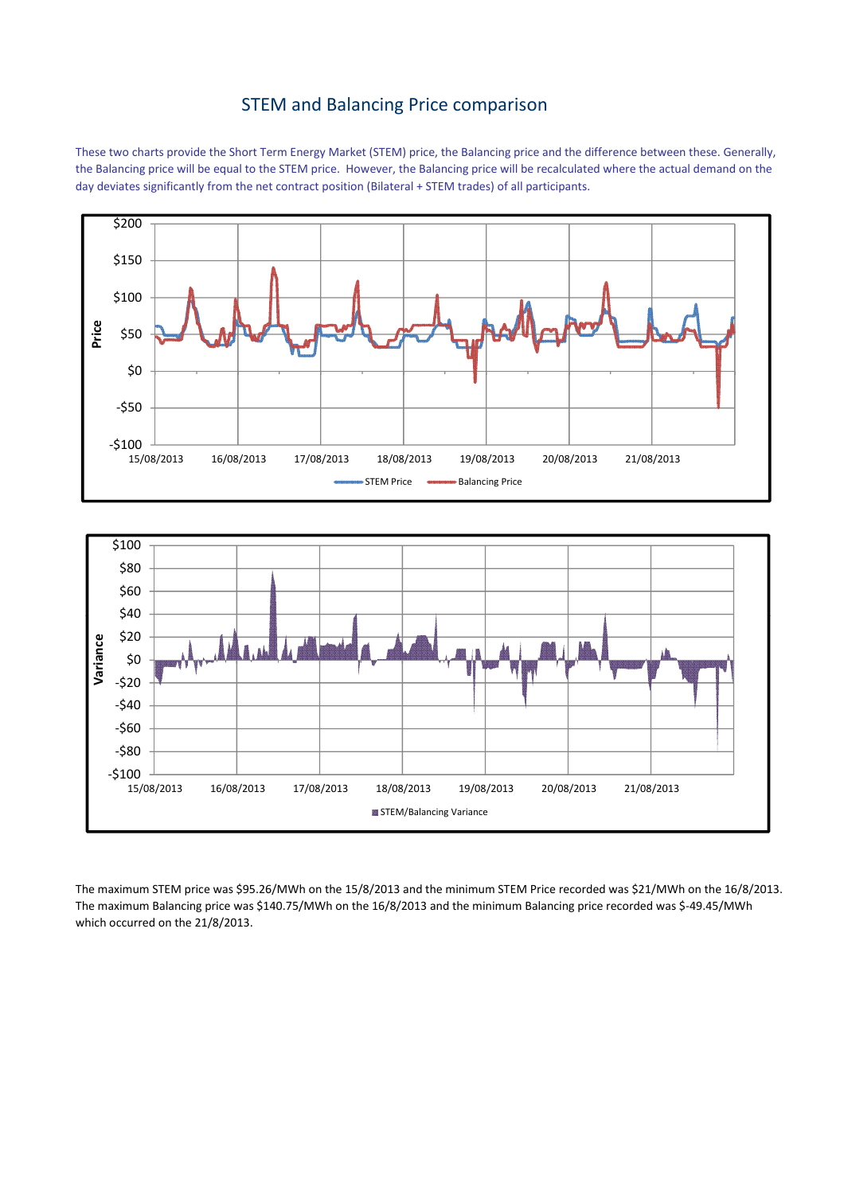# STEM and Balancing Price comparison

These two charts provide the Short Term Energy Market (STEM) price, the Balancing price and the difference between these. Generally, the Balancing price will be equal to the STEM price. However, the Balancing price will be recalculated where the actual demand on the day deviates significantly from the net contract position (Bilateral + STEM trades) of all participants.

Price

$200
$150
$100
$50
$0
-$50
-$100

15/08/2013 16/08/2013 17/08/2013 18/08/2013 19/08/2013 20/08/2013 21/08/2013

STEM Price
Balancing Price

Variance

$100
$80
$60
$40
$20
$0
-$20
-$40
-$60
-$80
-$100

15/08/2013 16/08/2013 17/08/2013 18/08/2013 19/08/2013 20/08/2013 21/08/2013

STEM/Balancing Variance

The maximum STEM price was $95.26/MWh on the 15/8/2013 and the minimum STEM Price recorded was $21/MWh on the 16/8/2013. The maximum Balancing price was $140.75/MWh on the 16/8/2013 and the minimum Balancing price recorded was $-49.45/MWh which occurred on the 21/8/2013.